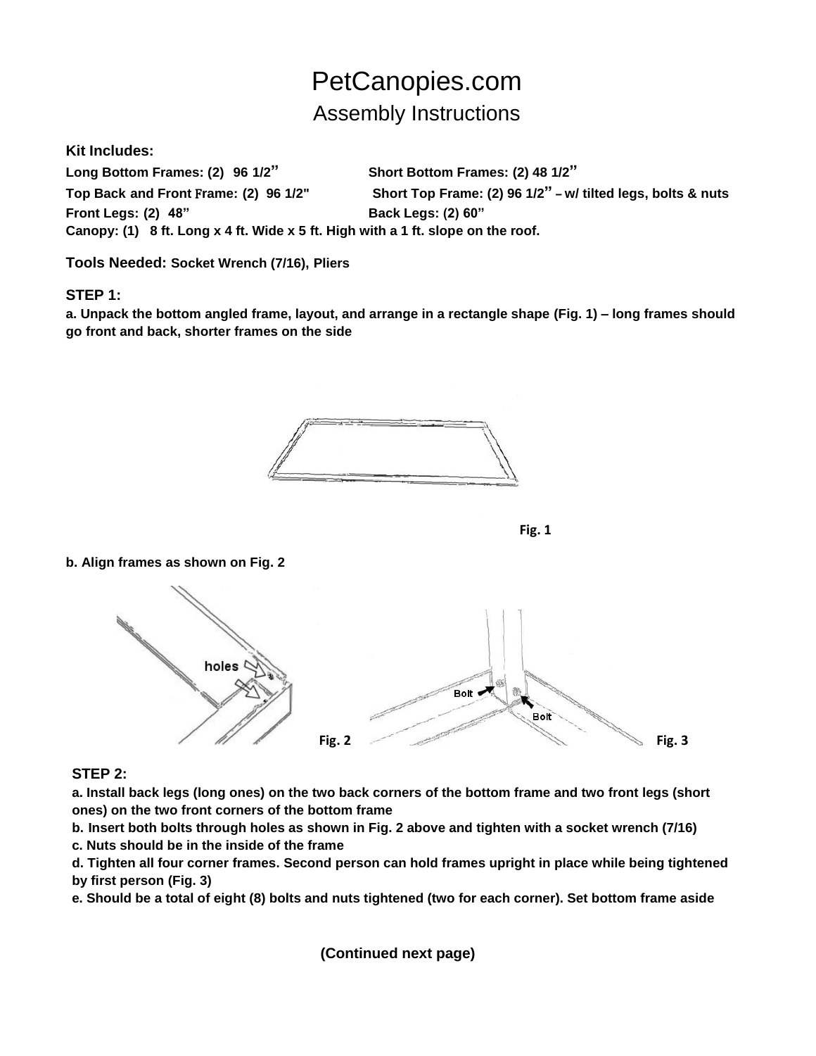# PetCanopies.com

## Assembly Instructions

**Kit Includes:**

**Long Bottom Frames: (2) 96 1/2"** **Short Bottom Frames: (2) 48 1/2"**

**Top Back and Front Frame: (2) 96 1/2"** **Short Top Frame: (2) 96 1/2" – w/ tilted legs, bolts & nuts**

**Front Legs: (2) 48"** **Back Legs: (2) 60"**

**Canopy: (1) 8 ft. Long x 4 ft. Wide x 5 ft. High with a 1 ft. slope on the roof.**

**Tools Needed: Socket Wrench (7/16), Pliers**

### STEP 1:

**a. Unpack the bottom angled frame, layout, and arrange in a rectangle shape (Fig. 1) – long frames should go front and back, shorter frames on the side**

Fig. 1

**b. Align frames as shown on Fig. 2**

Fig. 2

Fig. 3

### STEP 2:

**a. Install back legs (long ones) on the two back corners of the bottom frame and two front legs (short ones) on the two front corners of the bottom frame**

**b. Insert both bolts through holes as shown in Fig. 2 above and tighten with a socket wrench (7/16)**

**c. Nuts should be in the inside of the frame**

**d. Tighten all four corner frames. Second person can hold frames upright in place while being tightened by first person (Fig. 3)**

**e. Should be a total of eight (8) bolts and nuts tightened (two for each corner). Set bottom frame aside**

**(Continued next page)**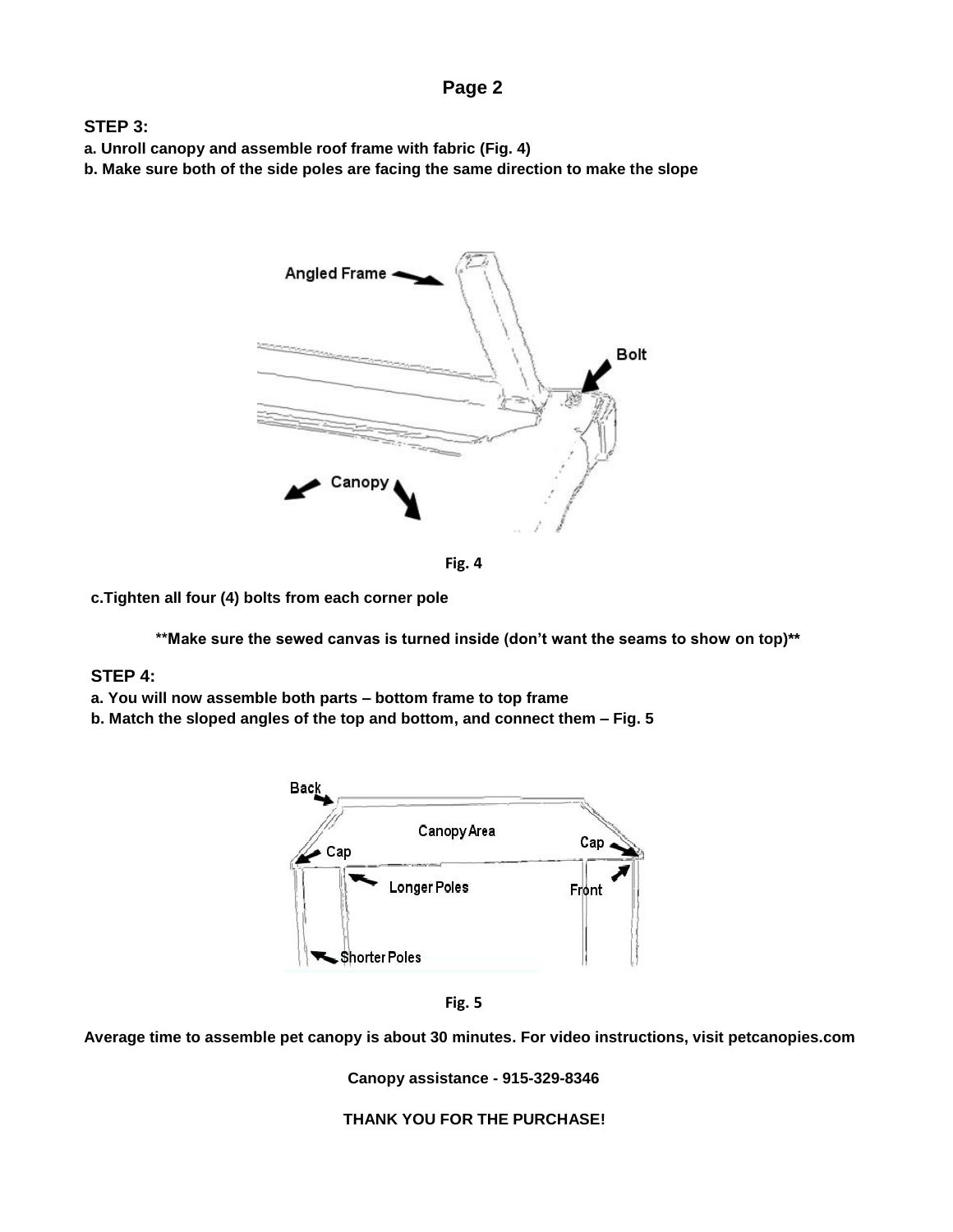**STEP 3:**

**a. Unroll canopy and assemble roof frame with fabric (Fig. 4)**

**b. Make sure both of the side poles are facing the same direction to make the slope**

Angled Frame

Bolt

Canopy

Fig. 4

**c.Tighten all four (4) bolts from each corner pole**

**\*\*Make sure the sewed canvas is turned inside (don't want the seams to show on top)\*\***

**STEP 4:**

**a. You will now assemble both parts – bottom frame to top frame**

**b. Match the sloped angles of the top and bottom, and connect them – Fig. 5**

Back

Canopy Area

Cap

Cap

Longer Poles

Front

Shorter Poles

Fig. 5

**Average time to assemble pet canopy is about 30 minutes. For video instructions, visit petcanopies.com**

**Canopy assistance - 915-329-8346**

**THANK YOU FOR THE PURCHASE!**